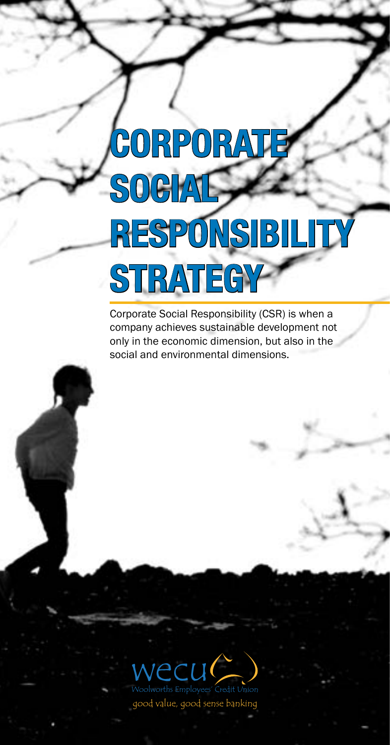# CORPORATE SOCIAL RESPONSIBILITY STRATEGY

Corporate Social Responsibility (CSR) is when a company achieves sustainable development not only in the economic dimension, but also in the social and environmental dimensions.

wecu

Woolworths Employees' Credit Union

good value, good sense banking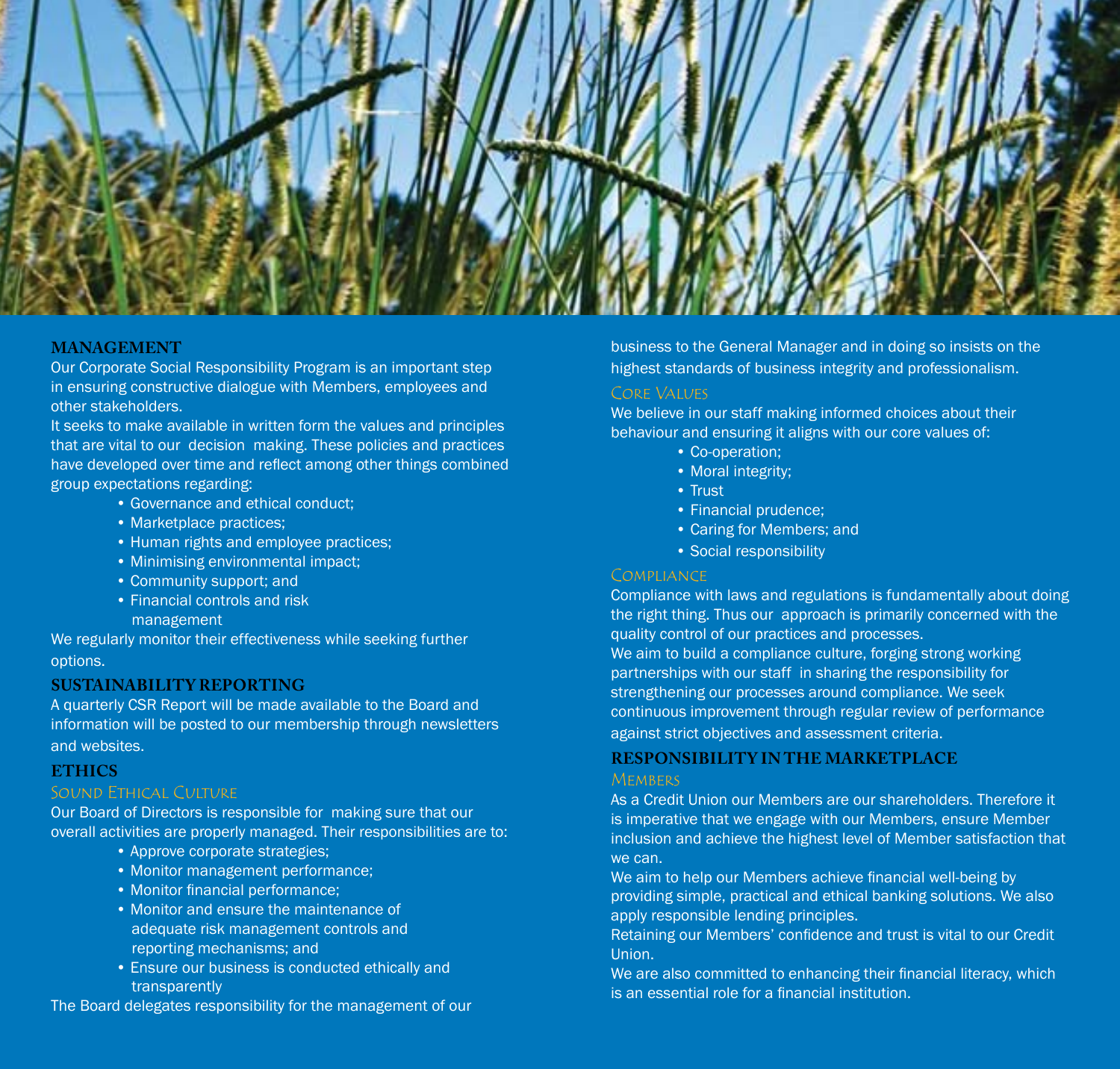## MANAGEMENT

Our Corporate Social Responsibility Program is an important step in ensuring constructive dialogue with Members, employees and other stakeholders.

It seeks to make available in written form the values and principles that are vital to our decision making. These policies and practices have developed over time and reflect among other things combined group expectations regarding:

- Governance and ethical conduct;
- Marketplace practices;
- Human rights and employee practices;
- Minimising environmental impact;
- Community support; and
- Financial controls and risk management

We regularly monitor their effectiveness while seeking further options.

## SUSTAINABILITY REPORTING

A quarterly CSR Report will be made available to the Board and information will be posted to our membership through newsletters and websites.

## ETHICS

### Sound Ethical Culture

Our Board of Directors is responsible for making sure that our overall activities are properly managed. Their responsibilities are to:

- Approve corporate strategies;
- Monitor management performance;
- Monitor financial performance;
- Monitor and ensure the maintenance of adequate risk management controls and reporting mechanisms; and
- Ensure our business is conducted ethically and transparently

The Board delegates responsibility for the management of our business to the General Manager and in doing so insists on the highest standards of business integrity and professionalism.

### Core Values

We believe in our staff making informed choices about their behaviour and ensuring it aligns with our core values of:

- Co-operation;
- Moral integrity;
- Trust
- Financial prudence;
- Caring for Members; and
- Social responsibility

### Compliance

Compliance with laws and regulations is fundamentally about doing the right thing. Thus our approach is primarily concerned with the quality control of our practices and processes.

We aim to build a compliance culture, forging strong working partnerships with our staff in sharing the responsibility for strengthening our processes around compliance. We seek continuous improvement through regular review of performance against strict objectives and assessment criteria.

## RESPONSIBILITY IN THE MARKETPLACE

### Members

As a Credit Union our Members are our shareholders. Therefore it is imperative that we engage with our Members, ensure Member inclusion and achieve the highest level of Member satisfaction that we can.

We aim to help our Members achieve financial well-being by providing simple, practical and ethical banking solutions. We also apply responsible lending principles.

Retaining our Members' confidence and trust is vital to our Credit Union.

We are also committed to enhancing their financial literacy, which is an essential role for a financial institution.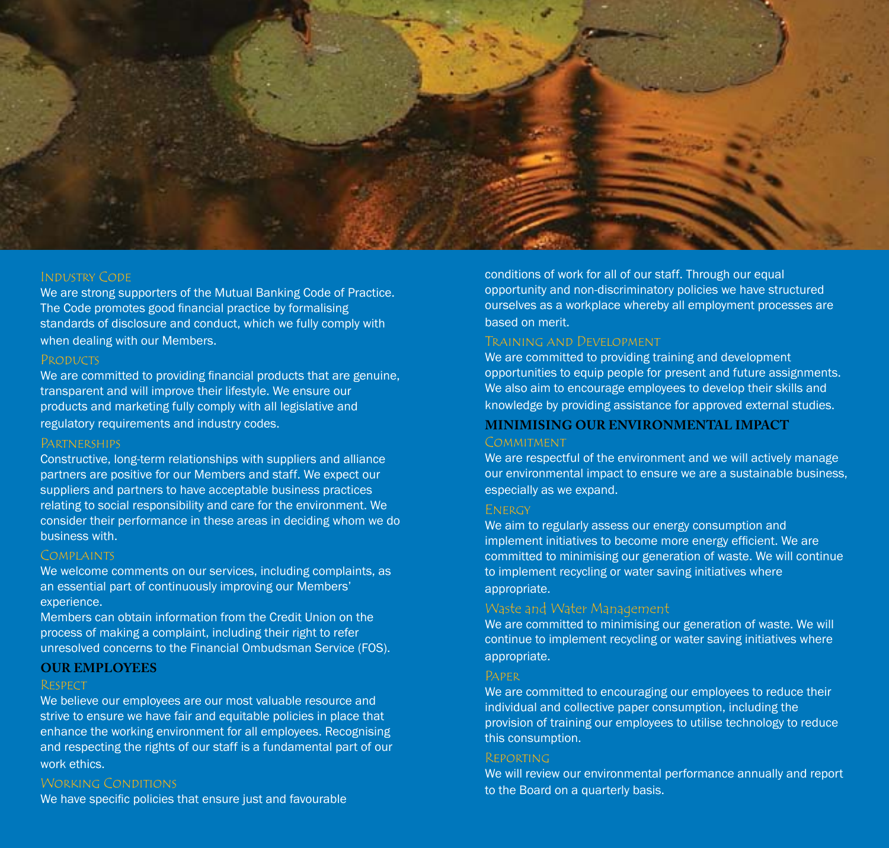### Industry Code

We are strong supporters of the Mutual Banking Code of Practice. The Code promotes good financial practice by formalising standards of disclosure and conduct, which we fully comply with when dealing with our Members.

### Products

We are committed to providing financial products that are genuine, transparent and will improve their lifestyle. We ensure our products and marketing fully comply with all legislative and regulatory requirements and industry codes.

### Partnerships

Constructive, long-term relationships with suppliers and alliance partners are positive for our Members and staff. We expect our suppliers and partners to have acceptable business practices relating to social responsibility and care for the environment. We consider their performance in these areas in deciding whom we do business with.

### Complaints

We welcome comments on our services, including complaints, as an essential part of continuously improving our Members' experience.

Members can obtain information from the Credit Union on the process of making a complaint, including their right to refer unresolved concerns to the Financial Ombudsman Service (FOS).

## OUR EMPLOYEES

### Respect

We believe our employees are our most valuable resource and strive to ensure we have fair and equitable policies in place that enhance the working environment for all employees. Recognising and respecting the rights of our staff is a fundamental part of our work ethics.

### Working Conditions

We have specific policies that ensure just and favourable conditions of work for all of our staff. Through our equal opportunity and non-discriminatory policies we have structured ourselves as a workplace whereby all employment processes are based on merit.

### Training and Development

We are committed to providing training and development opportunities to equip people for present and future assignments. We also aim to encourage employees to develop their skills and knowledge by providing assistance for approved external studies.

## MINIMISING OUR ENVIRONMENTAL IMPACT

### Commitment

We are respectful of the environment and we will actively manage our environmental impact to ensure we are a sustainable business, especially as we expand.

### Energy

We aim to regularly assess our energy consumption and implement initiatives to become more energy efficient. We are committed to minimising our generation of waste. We will continue to implement recycling or water saving initiatives where appropriate.

### Waste and Water Management

We are committed to minimising our generation of waste. We will continue to implement recycling or water saving initiatives where appropriate.

### Paper

We are committed to encouraging our employees to reduce their individual and collective paper consumption, including the provision of training our employees to utilise technology to reduce this consumption.

### Reporting

We will review our environmental performance annually and report to the Board on a quarterly basis.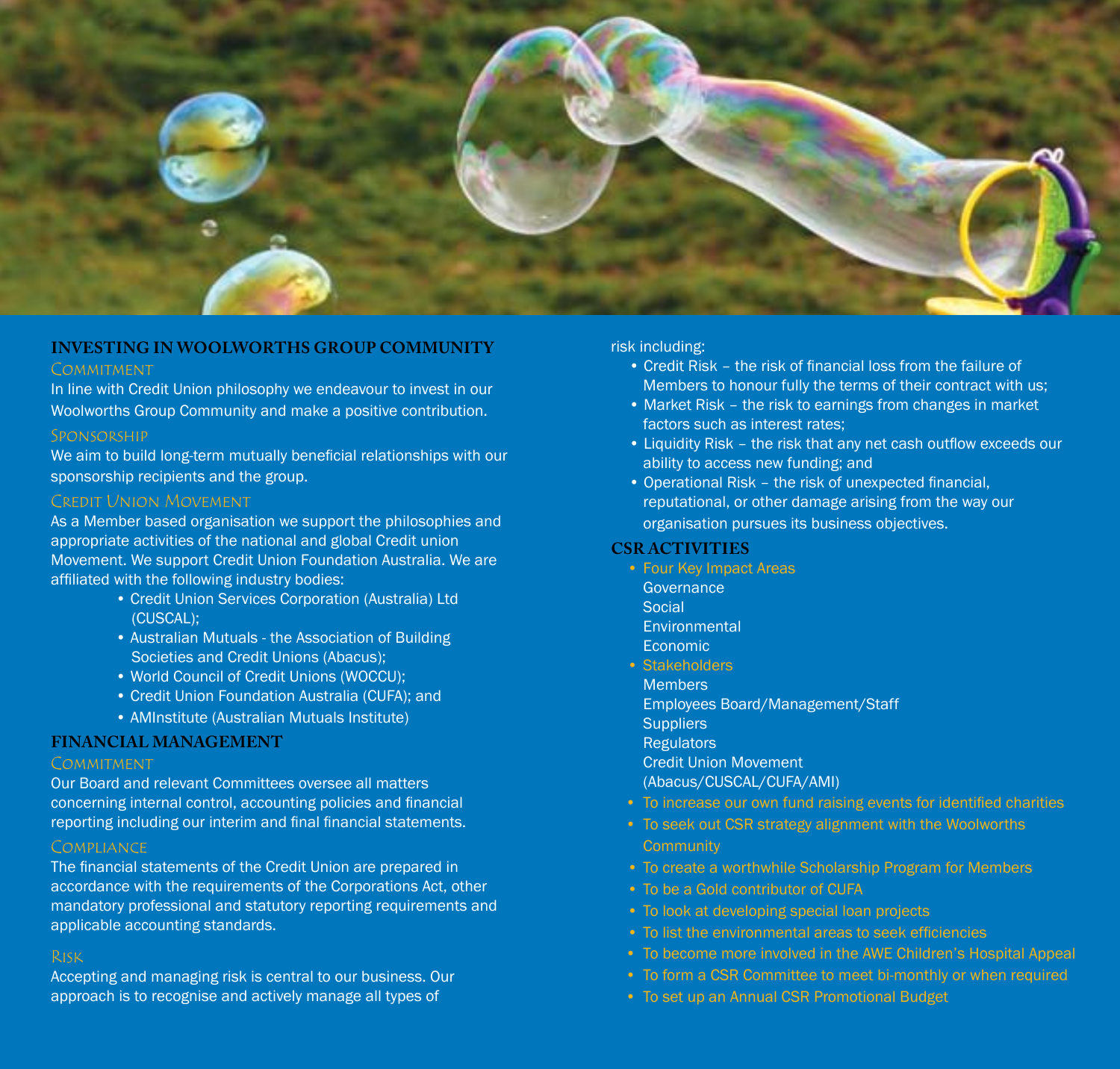## INVESTING IN WOOLWORTHS GROUP COMMUNITY

### Commitment

In line with Credit Union philosophy we endeavour to invest in our Woolworths Group Community and make a positive contribution.

### Sponsorship

We aim to build long-term mutually beneficial relationships with our sponsorship recipients and the group.

### Credit Union Movement

As a Member based organisation we support the philosophies and appropriate activities of the national and global Credit union Movement. We support Credit Union Foundation Australia. We are affiliated with the following industry bodies:

- Credit Union Services Corporation (Australia) Ltd (CUSCAL);
- Australian Mutuals - the Association of Building Societies and Credit Unions (Abacus);
- World Council of Credit Unions (WOCCU);
- Credit Union Foundation Australia (CUFA); and
- AMInstitute (Australian Mutuals Institute)

## FINANCIAL MANAGEMENT

### Commitment

Our Board and relevant Committees oversee all matters concerning internal control, accounting policies and financial reporting including our interim and final financial statements.

### Compliance

The financial statements of the Credit Union are prepared in accordance with the requirements of the Corporations Act, other mandatory professional and statutory reporting requirements and applicable accounting standards.

### Risk

Accepting and managing risk is central to our business. Our approach is to recognise and actively manage all types of risk including:

- Credit Risk – the risk of financial loss from the failure of Members to honour fully the terms of their contract with us;
- Market Risk – the risk to earnings from changes in market factors such as interest rates;
- Liquidity Risk – the risk that any net cash outflow exceeds our ability to access new funding; and
- Operational Risk – the risk of unexpected financial, reputational, or other damage arising from the way our organisation pursues its business objectives.

## CSR ACTIVITIES

- Four Key Impact Areas
  Governance
  Social
  Environmental
  Economic
- Stakeholders
  Members
  Employees Board/Management/Staff
  Suppliers
  Regulators
  Credit Union Movement
  (Abacus/CUSCAL/CUFA/AMI)
- To increase our own fund raising events for identified charities
- To seek out CSR strategy alignment with the Woolworths Community
- To create a worthwhile Scholarship Program for Members
- To be a Gold contributor of CUFA
- To look at developing special loan projects
- To list the environmental areas to seek efficiencies
- To become more involved in the AWE Children's Hospital Appeal
- To form a CSR Committee to meet bi-monthly or when required
- To set up an Annual CSR Promotional Budget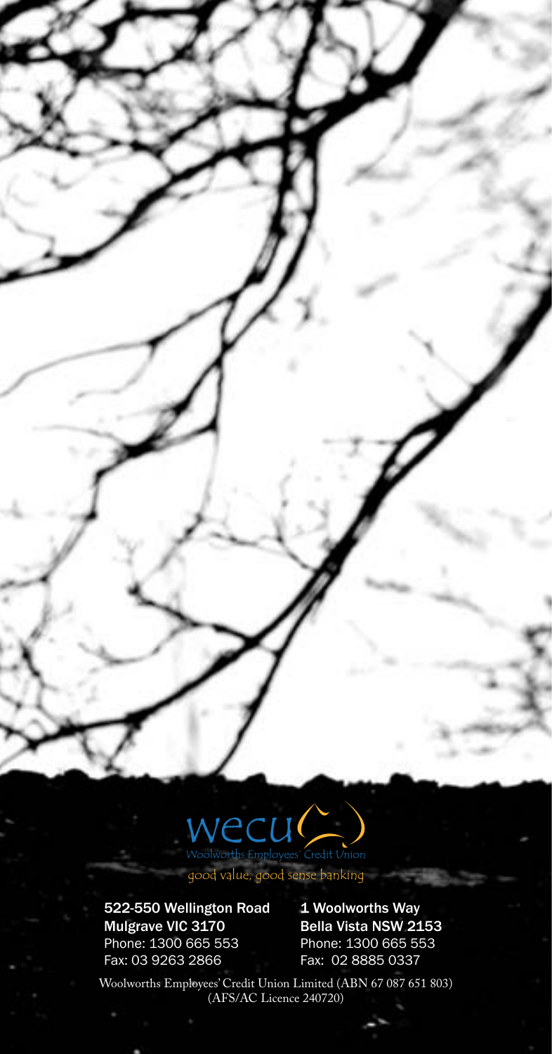wecu

Woolworths Employees' Credit Union

good value, good sense banking

**522-550 Wellington Road**
**Mulgrave VIC 3170**
Phone: 1300 665 553
Fax: 03 9263 2866

**1 Woolworths Way**
**Bella Vista NSW 2153**
Phone: 1300 665 553
Fax: 02 8885 0337

Woolworths Employees' Credit Union Limited (ABN 67 087 651 803)
(AFS/AC Licence 240720)